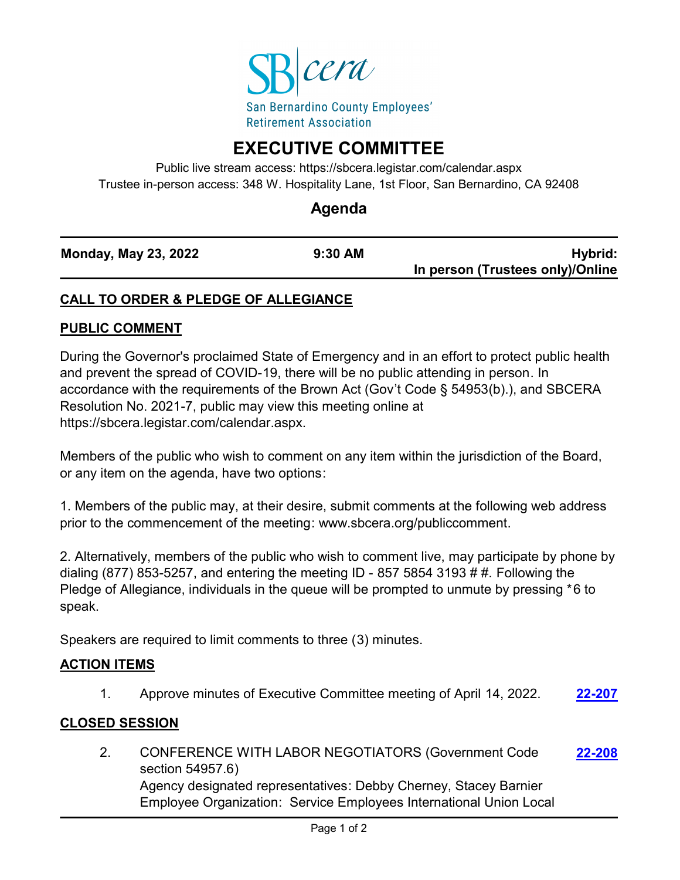San Bernardino County Employees' Retirement Association

# EXECUTIVE COMMITTEE

Public live stream access: https://sbcera.legistar.com/calendar.aspx
Trustee in-person access: 348 W. Hospitality Lane, 1st Floor, San Bernardino, CA 92408

## Agenda

| **Monday, May 23, 2022** | **9:30 AM** | **Hybrid: In person (Trustees only)/Online** |
|---|---|---|

### CALL TO ORDER & PLEDGE OF ALLEGIANCE

### PUBLIC COMMENT

During the Governor's proclaimed State of Emergency and in an effort to protect public health and prevent the spread of COVID-19, there will be no public attending in person. In accordance with the requirements of the Brown Act (Gov't Code § 54953(b).), and SBCERA Resolution No. 2021-7, public may view this meeting online at https://sbcera.legistar.com/calendar.aspx.

Members of the public who wish to comment on any item within the jurisdiction of the Board, or any item on the agenda, have two options:

1. Members of the public may, at their desire, submit comments at the following web address prior to the commencement of the meeting: www.sbcera.org/publiccomment.

2. Alternatively, members of the public who wish to comment live, may participate by phone by dialing (877) 853-5257, and entering the meeting ID - 857 5854 3193 # #. Following the Pledge of Allegiance, individuals in the queue will be prompted to unmute by pressing *6 to speak.

Speakers are required to limit comments to three (3) minutes.

### ACTION ITEMS

1. Approve minutes of Executive Committee meeting of April 14, 2022. **22-207**

### CLOSED SESSION

2. CONFERENCE WITH LABOR NEGOTIATORS (Government Code section 54957.6) **22-208**
   Agency designated representatives: Debby Cherney, Stacey Barnier
   Employee Organization: Service Employees International Union Local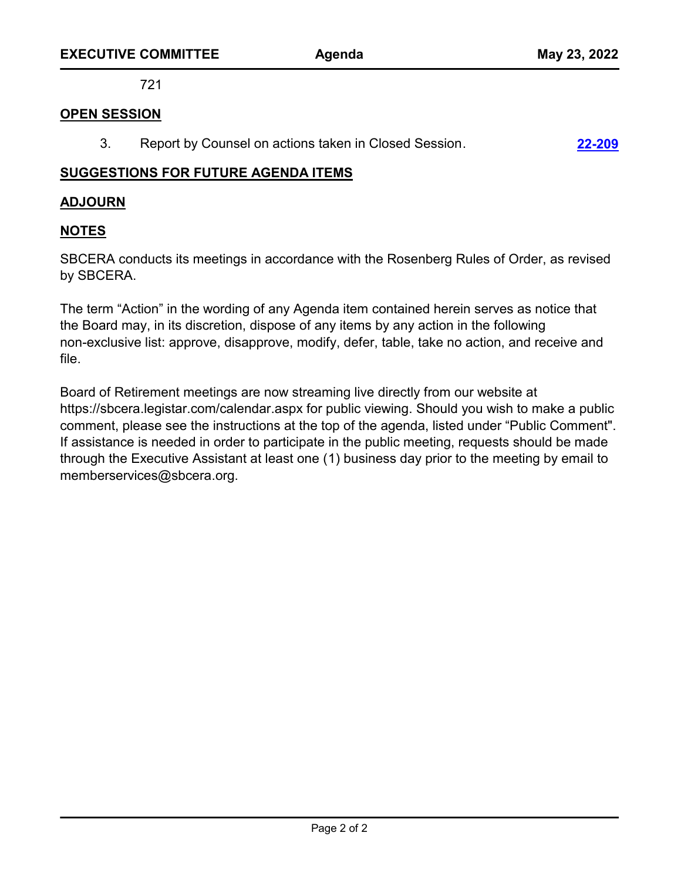721

## OPEN SESSION

3. Report by Counsel on actions taken in Closed Session. **22-209**

## SUGGESTIONS FOR FUTURE AGENDA ITEMS

## ADJOURN

## NOTES

SBCERA conducts its meetings in accordance with the Rosenberg Rules of Order, as revised by SBCERA.

The term "Action" in the wording of any Agenda item contained herein serves as notice that the Board may, in its discretion, dispose of any items by any action in the following non-exclusive list: approve, disapprove, modify, defer, table, take no action, and receive and file.

Board of Retirement meetings are now streaming live directly from our website at https://sbcera.legistar.com/calendar.aspx for public viewing. Should you wish to make a public comment, please see the instructions at the top of the agenda, listed under "Public Comment". If assistance is needed in order to participate in the public meeting, requests should be made through the Executive Assistant at least one (1) business day prior to the meeting by email to memberservices@sbcera.org.